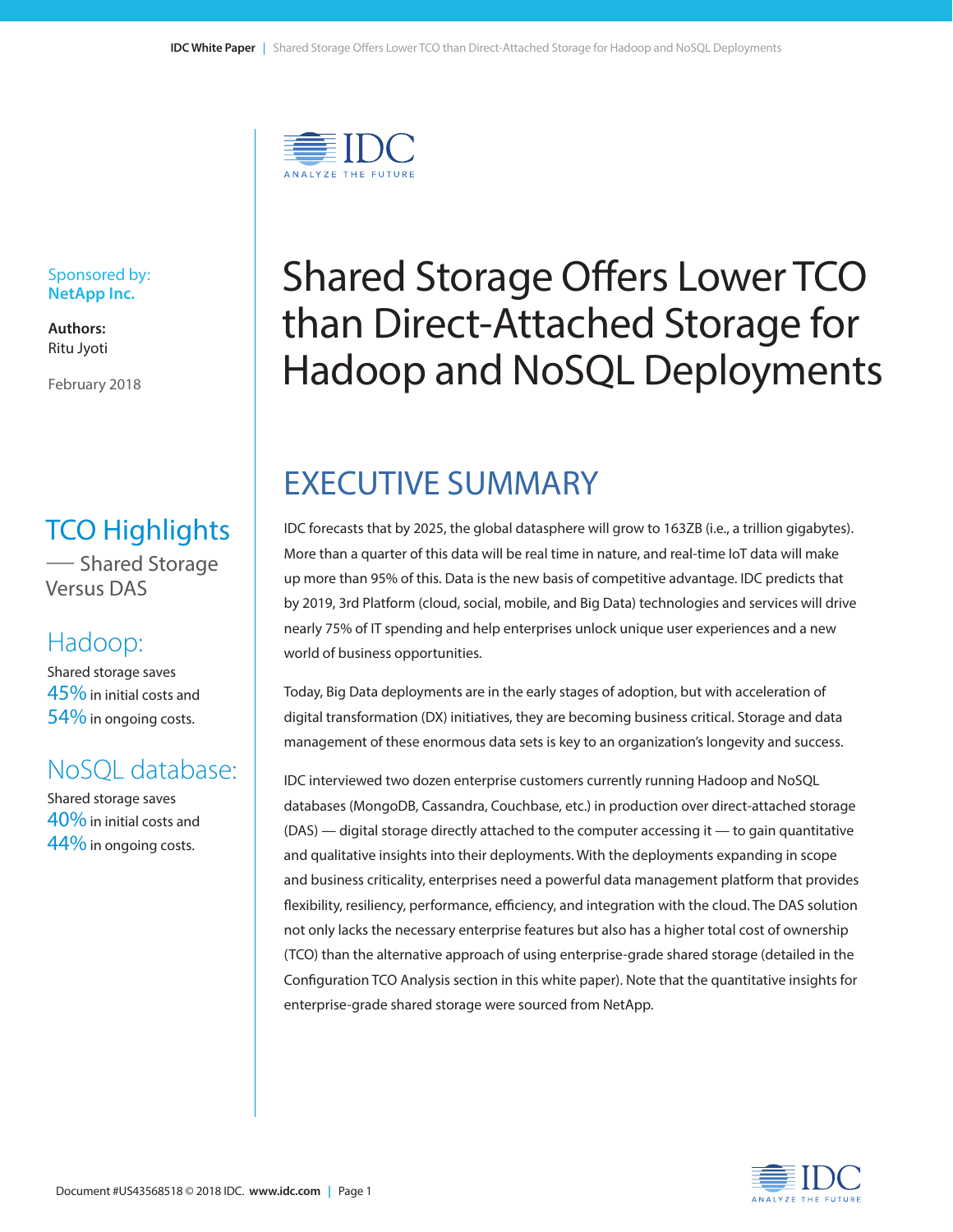# Shared Storage Offers Lower TCO than Direct-Attached Storage for Hadoop and NoSQL Deployments

Sponsored by:
**NetApp Inc.**

**Authors:**
Ritu Jyoti

February 2018

## TCO Highlights

— Shared Storage Versus DAS

### Hadoop:

Shared storage saves
45% in initial costs and
54% in ongoing costs.

### NoSQL database:

Shared storage saves
40% in initial costs and
44% in ongoing costs.

## EXECUTIVE SUMMARY

IDC forecasts that by 2025, the global datasphere will grow to 163ZB (i.e., a trillion gigabytes). More than a quarter of this data will be real time in nature, and real-time IoT data will make up more than 95% of this. Data is the new basis of competitive advantage. IDC predicts that by 2019, 3rd Platform (cloud, social, mobile, and Big Data) technologies and services will drive nearly 75% of IT spending and help enterprises unlock unique user experiences and a new world of business opportunities.

Today, Big Data deployments are in the early stages of adoption, but with acceleration of digital transformation (DX) initiatives, they are becoming business critical. Storage and data management of these enormous data sets is key to an organization's longevity and success.

IDC interviewed two dozen enterprise customers currently running Hadoop and NoSQL databases (MongoDB, Cassandra, Couchbase, etc.) in production over direct-attached storage (DAS) — digital storage directly attached to the computer accessing it — to gain quantitative and qualitative insights into their deployments. With the deployments expanding in scope and business criticality, enterprises need a powerful data management platform that provides flexibility, resiliency, performance, efficiency, and integration with the cloud. The DAS solution not only lacks the necessary enterprise features but also has a higher total cost of ownership (TCO) than the alternative approach of using enterprise-grade shared storage (detailed in the Configuration TCO Analysis section in this white paper). Note that the quantitative insights for enterprise-grade shared storage were sourced from NetApp.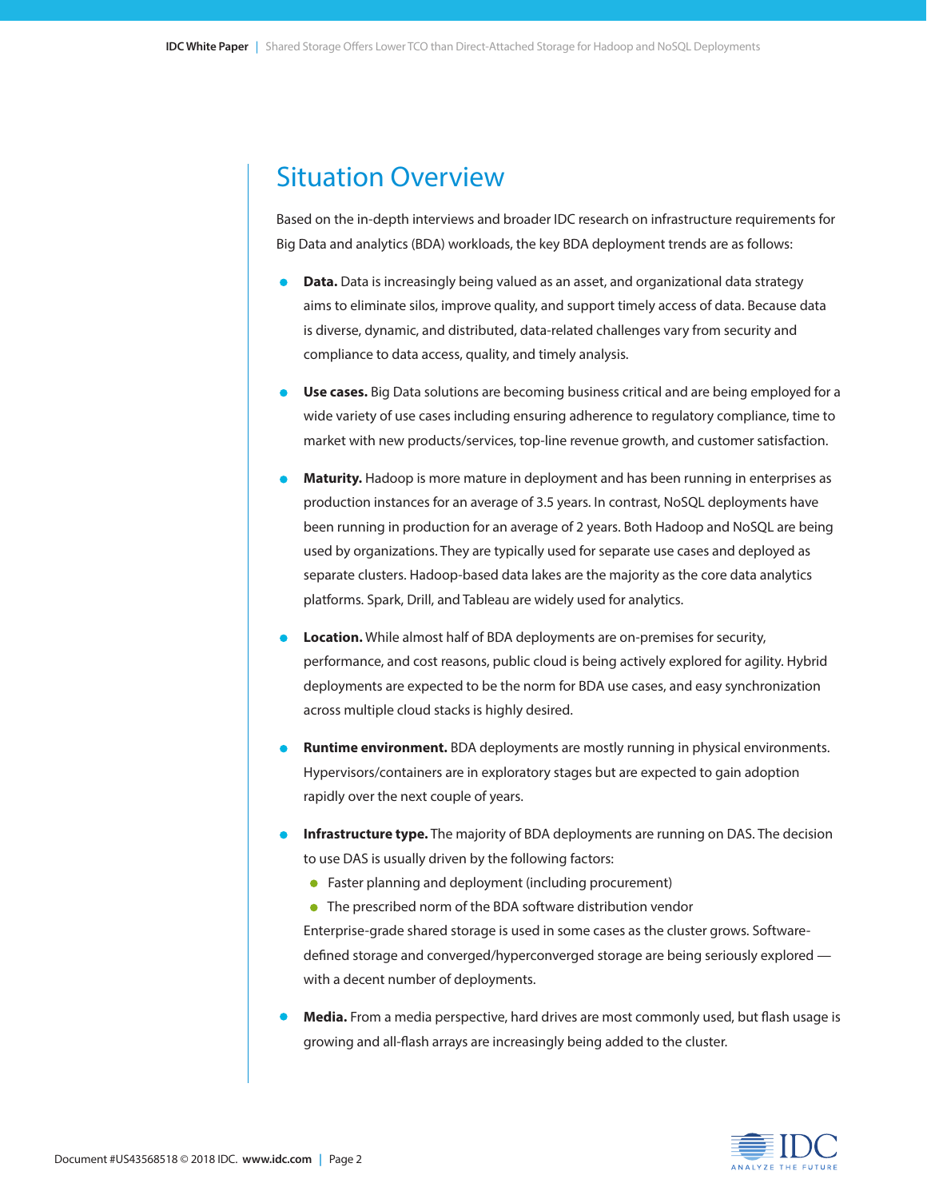## Situation Overview

Based on the in-depth interviews and broader IDC research on infrastructure requirements for Big Data and analytics (BDA) workloads, the key BDA deployment trends are as follows:

- **Data.** Data is increasingly being valued as an asset, and organizational data strategy aims to eliminate silos, improve quality, and support timely access of data. Because data is diverse, dynamic, and distributed, data-related challenges vary from security and compliance to data access, quality, and timely analysis.
- **Use cases.** Big Data solutions are becoming business critical and are being employed for a wide variety of use cases including ensuring adherence to regulatory compliance, time to market with new products/services, top-line revenue growth, and customer satisfaction.
- **Maturity.** Hadoop is more mature in deployment and has been running in enterprises as production instances for an average of 3.5 years. In contrast, NoSQL deployments have been running in production for an average of 2 years. Both Hadoop and NoSQL are being used by organizations. They are typically used for separate use cases and deployed as separate clusters. Hadoop-based data lakes are the majority as the core data analytics platforms. Spark, Drill, and Tableau are widely used for analytics.
- **Location.** While almost half of BDA deployments are on-premises for security, performance, and cost reasons, public cloud is being actively explored for agility. Hybrid deployments are expected to be the norm for BDA use cases, and easy synchronization across multiple cloud stacks is highly desired.
- **Runtime environment.** BDA deployments are mostly running in physical environments. Hypervisors/containers are in exploratory stages but are expected to gain adoption rapidly over the next couple of years.
- **Infrastructure type.** The majority of BDA deployments are running on DAS. The decision to use DAS is usually driven by the following factors:
  - Faster planning and deployment (including procurement)
  - The prescribed norm of the BDA software distribution vendor

  Enterprise-grade shared storage is used in some cases as the cluster grows. Software-defined storage and converged/hyperconverged storage are being seriously explored — with a decent number of deployments.
- **Media.** From a media perspective, hard drives are most commonly used, but flash usage is growing and all-flash arrays are increasingly being added to the cluster.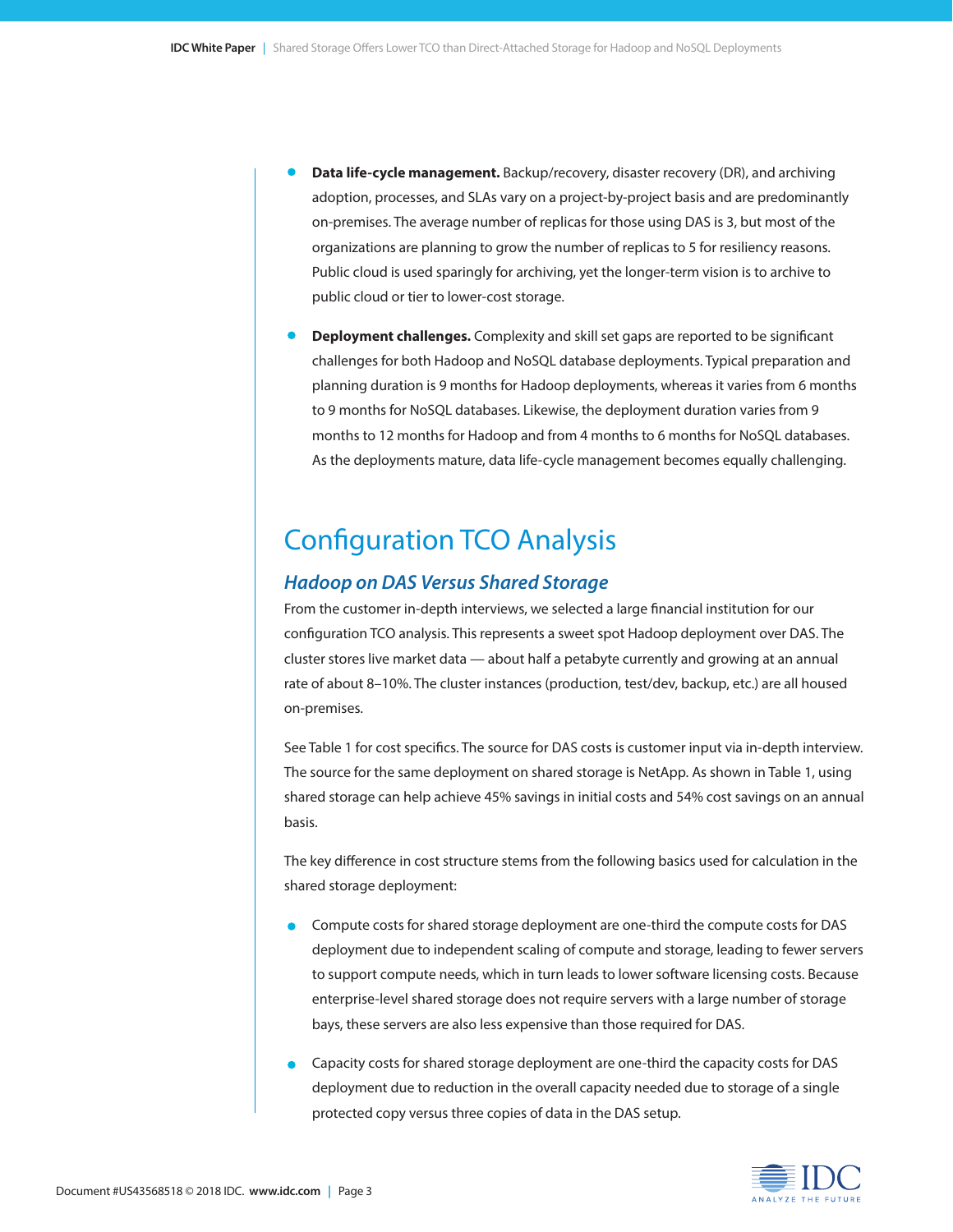- **Data life-cycle management.** Backup/recovery, disaster recovery (DR), and archiving adoption, processes, and SLAs vary on a project-by-project basis and are predominantly on-premises. The average number of replicas for those using DAS is 3, but most of the organizations are planning to grow the number of replicas to 5 for resiliency reasons. Public cloud is used sparingly for archiving, yet the longer-term vision is to archive to public cloud or tier to lower-cost storage.
- **Deployment challenges.** Complexity and skill set gaps are reported to be significant challenges for both Hadoop and NoSQL database deployments. Typical preparation and planning duration is 9 months for Hadoop deployments, whereas it varies from 6 months to 9 months for NoSQL databases. Likewise, the deployment duration varies from 9 months to 12 months for Hadoop and from 4 months to 6 months for NoSQL databases. As the deployments mature, data life-cycle management becomes equally challenging.

# Configuration TCO Analysis

## *Hadoop on DAS Versus Shared Storage*

From the customer in-depth interviews, we selected a large financial institution for our configuration TCO analysis. This represents a sweet spot Hadoop deployment over DAS. The cluster stores live market data — about half a petabyte currently and growing at an annual rate of about 8–10%. The cluster instances (production, test/dev, backup, etc.) are all housed on-premises.

See Table 1 for cost specifics. The source for DAS costs is customer input via in-depth interview. The source for the same deployment on shared storage is NetApp. As shown in Table 1, using shared storage can help achieve 45% savings in initial costs and 54% cost savings on an annual basis.

The key difference in cost structure stems from the following basics used for calculation in the shared storage deployment:

- Compute costs for shared storage deployment are one-third the compute costs for DAS deployment due to independent scaling of compute and storage, leading to fewer servers to support compute needs, which in turn leads to lower software licensing costs. Because enterprise-level shared storage does not require servers with a large number of storage bays, these servers are also less expensive than those required for DAS.
- Capacity costs for shared storage deployment are one-third the capacity costs for DAS deployment due to reduction in the overall capacity needed due to storage of a single protected copy versus three copies of data in the DAS setup.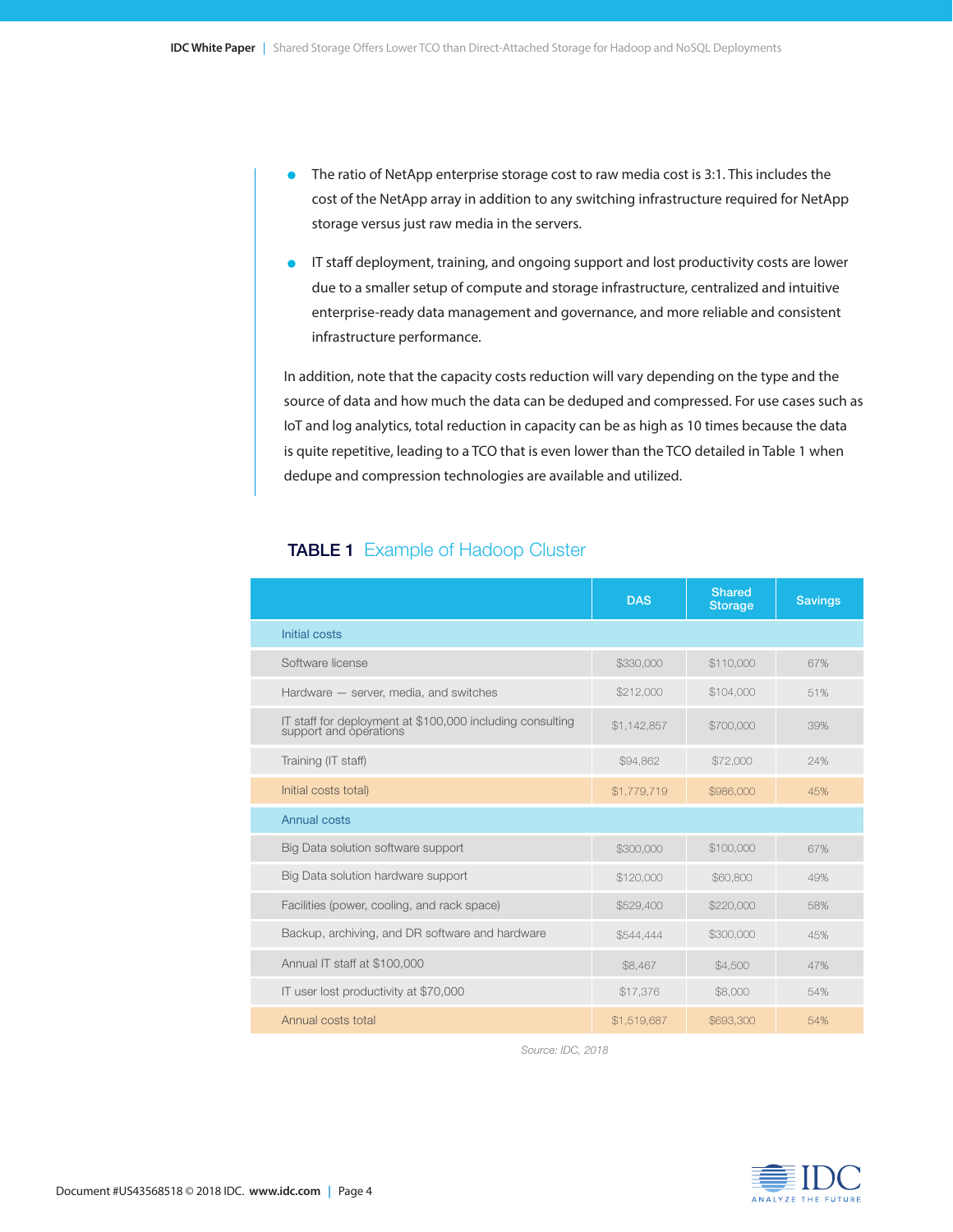- The ratio of NetApp enterprise storage cost to raw media cost is 3:1. This includes the cost of the NetApp array in addition to any switching infrastructure required for NetApp storage versus just raw media in the servers.
- IT staff deployment, training, and ongoing support and lost productivity costs are lower due to a smaller setup of compute and storage infrastructure, centralized and intuitive enterprise-ready data management and governance, and more reliable and consistent infrastructure performance.

In addition, note that the capacity costs reduction will vary depending on the type and the source of data and how much the data can be deduped and compressed. For use cases such as IoT and log analytics, total reduction in capacity can be as high as 10 times because the data is quite repetitive, leading to a TCO that is even lower than the TCO detailed in Table 1 when dedupe and compression technologies are available and utilized.

**TABLE 1** Example of Hadoop Cluster

| | DAS | Shared Storage | Savings |
|---|---|---|---|
| Initial costs | | | |
| Software license | $330,000 | $110,000 | 67% |
| Hardware — server, media, and switches | $212,000 | $104,000 | 51% |
| IT staff for deployment at $100,000 including consulting support and operations | $1,142,857 | $700,000 | 39% |
| Training (IT staff) | $94,862 | $72,000 | 24% |
| Initial costs total) | $1,779,719 | $986,000 | 45% |
| Annual costs | | | |
| Big Data solution software support | $300,000 | $100,000 | 67% |
| Big Data solution hardware support | $120,000 | $60,800 | 49% |
| Facilities (power, cooling, and rack space) | $529,400 | $220,000 | 58% |
| Backup, archiving, and DR software and hardware | $544,444 | $300,000 | 45% |
| Annual IT staff at $100,000 | $8,467 | $4,500 | 47% |
| IT user lost productivity at $70,000 | $17,376 | $8,000 | 54% |
| Annual costs total | $1,519,687 | $693,300 | 54% |

*Source: IDC, 2018*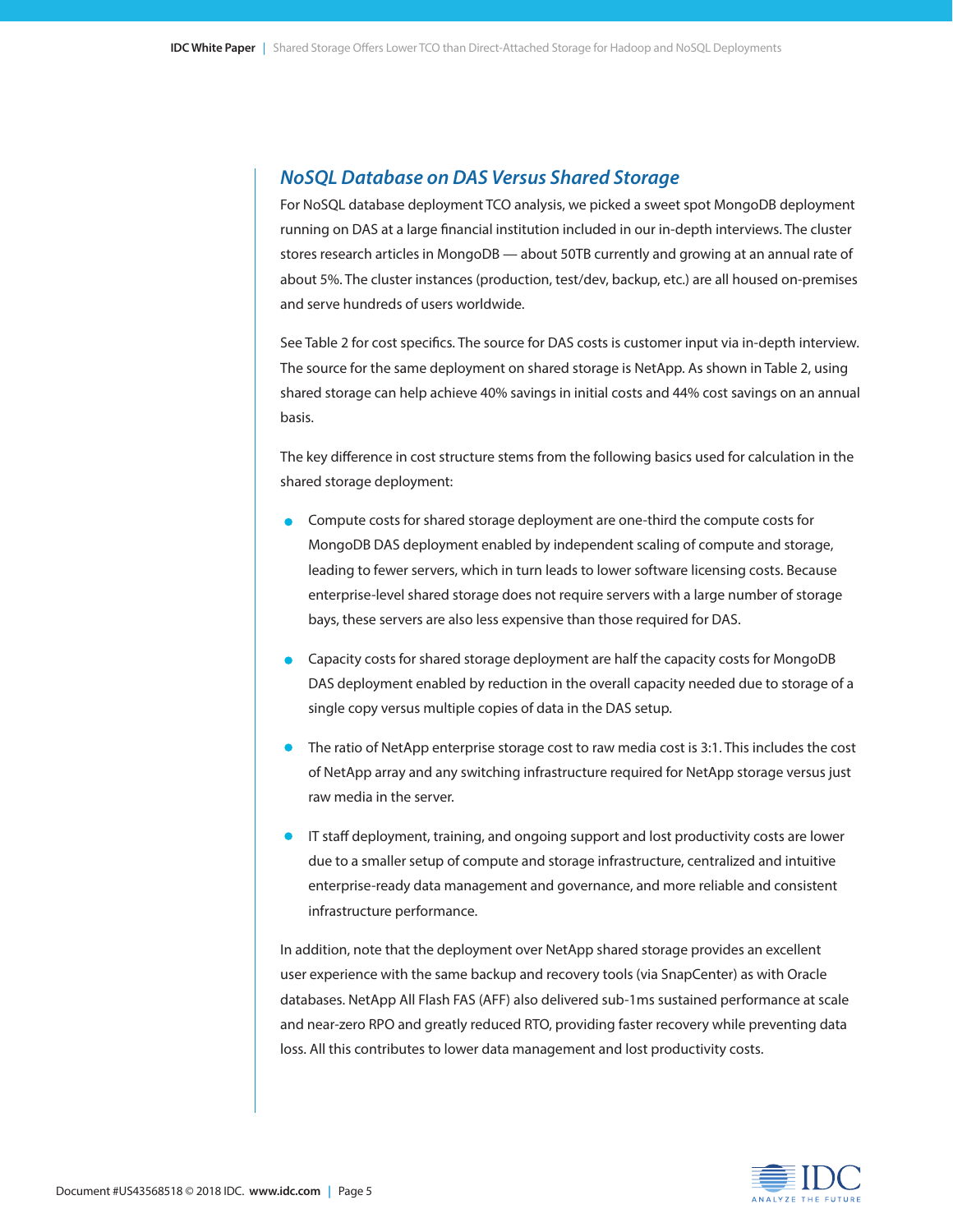### *NoSQL Database on DAS Versus Shared Storage*

For NoSQL database deployment TCO analysis, we picked a sweet spot MongoDB deployment running on DAS at a large financial institution included in our in-depth interviews. The cluster stores research articles in MongoDB — about 50TB currently and growing at an annual rate of about 5%. The cluster instances (production, test/dev, backup, etc.) are all housed on-premises and serve hundreds of users worldwide.

See Table 2 for cost specifics. The source for DAS costs is customer input via in-depth interview. The source for the same deployment on shared storage is NetApp. As shown in Table 2, using shared storage can help achieve 40% savings in initial costs and 44% cost savings on an annual basis.

The key difference in cost structure stems from the following basics used for calculation in the shared storage deployment:

- Compute costs for shared storage deployment are one-third the compute costs for MongoDB DAS deployment enabled by independent scaling of compute and storage, leading to fewer servers, which in turn leads to lower software licensing costs. Because enterprise-level shared storage does not require servers with a large number of storage bays, these servers are also less expensive than those required for DAS.
- Capacity costs for shared storage deployment are half the capacity costs for MongoDB DAS deployment enabled by reduction in the overall capacity needed due to storage of a single copy versus multiple copies of data in the DAS setup.
- The ratio of NetApp enterprise storage cost to raw media cost is 3:1. This includes the cost of NetApp array and any switching infrastructure required for NetApp storage versus just raw media in the server.
- IT staff deployment, training, and ongoing support and lost productivity costs are lower due to a smaller setup of compute and storage infrastructure, centralized and intuitive enterprise-ready data management and governance, and more reliable and consistent infrastructure performance.

In addition, note that the deployment over NetApp shared storage provides an excellent user experience with the same backup and recovery tools (via SnapCenter) as with Oracle databases. NetApp All Flash FAS (AFF) also delivered sub-1ms sustained performance at scale and near-zero RPO and greatly reduced RTO, providing faster recovery while preventing data loss. All this contributes to lower data management and lost productivity costs.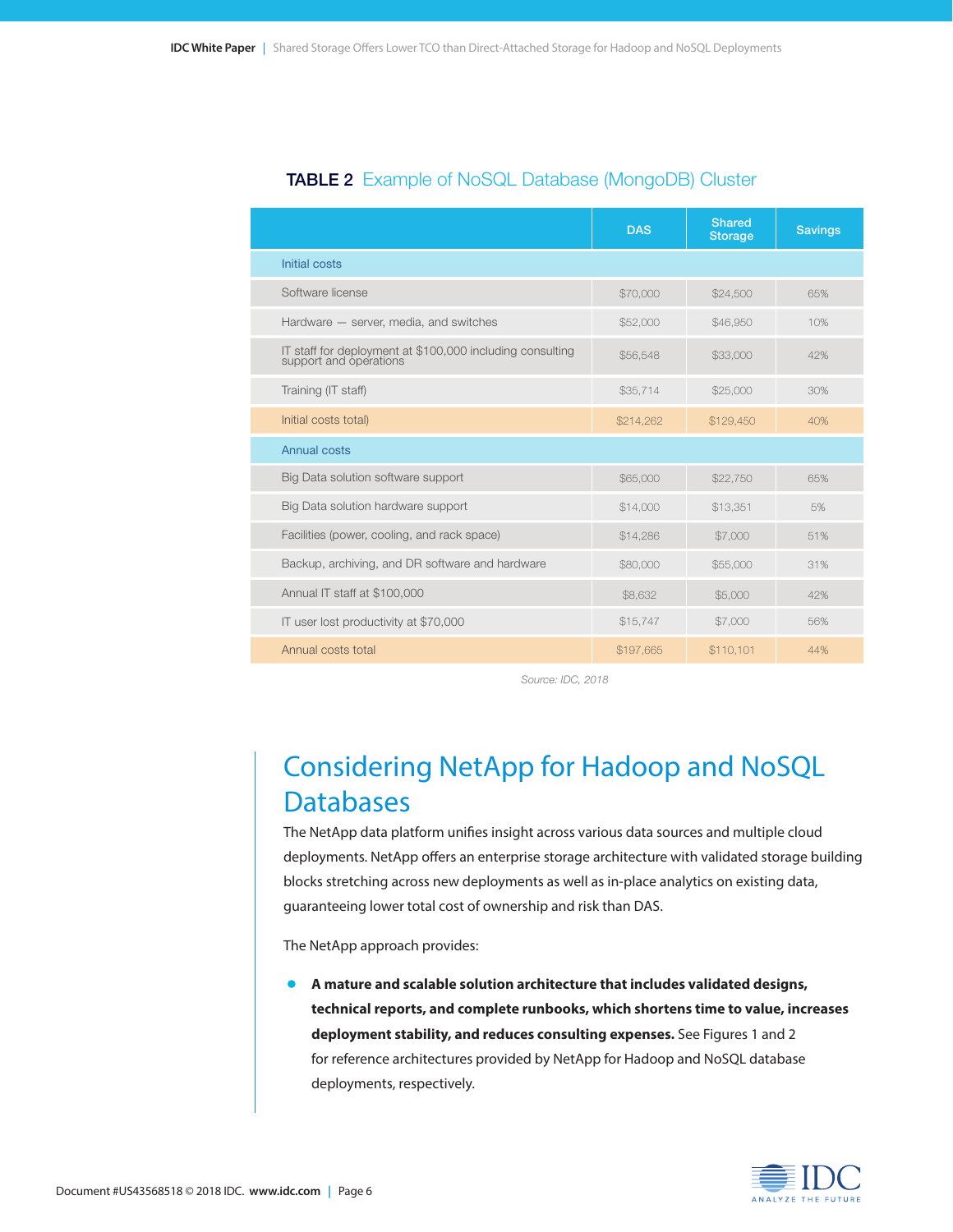**TABLE 2** Example of NoSQL Database (MongoDB) Cluster

| | DAS | Shared Storage | Savings |
|---|---|---|---|
| Initial costs | | | |
| Software license | $70,000 | $24,500 | 65% |
| Hardware — server, media, and switches | $52,000 | $46,950 | 10% |
| IT staff for deployment at $100,000 including consulting support and operations | $56,548 | $33,000 | 42% |
| Training (IT staff) | $35,714 | $25,000 | 30% |
| Initial costs total) | $214,262 | $129,450 | 40% |
| Annual costs | | | |
| Big Data solution software support | $65,000 | $22,750 | 65% |
| Big Data solution hardware support | $14,000 | $13,351 | 5% |
| Facilities (power, cooling, and rack space) | $14,286 | $7,000 | 51% |
| Backup, archiving, and DR software and hardware | $80,000 | $55,000 | 31% |
| Annual IT staff at $100,000 | $8,632 | $5,000 | 42% |
| IT user lost productivity at $70,000 | $15,747 | $7,000 | 56% |
| Annual costs total | $197,665 | $110,101 | 44% |

*Source: IDC, 2018*

## Considering NetApp for Hadoop and NoSQL Databases

The NetApp data platform unifies insight across various data sources and multiple cloud deployments. NetApp offers an enterprise storage architecture with validated storage building blocks stretching across new deployments as well as in-place analytics on existing data, guaranteeing lower total cost of ownership and risk than DAS.

The NetApp approach provides:

- **A mature and scalable solution architecture that includes validated designs, technical reports, and complete runbooks, which shortens time to value, increases deployment stability, and reduces consulting expenses.** See Figures 1 and 2 for reference architectures provided by NetApp for Hadoop and NoSQL database deployments, respectively.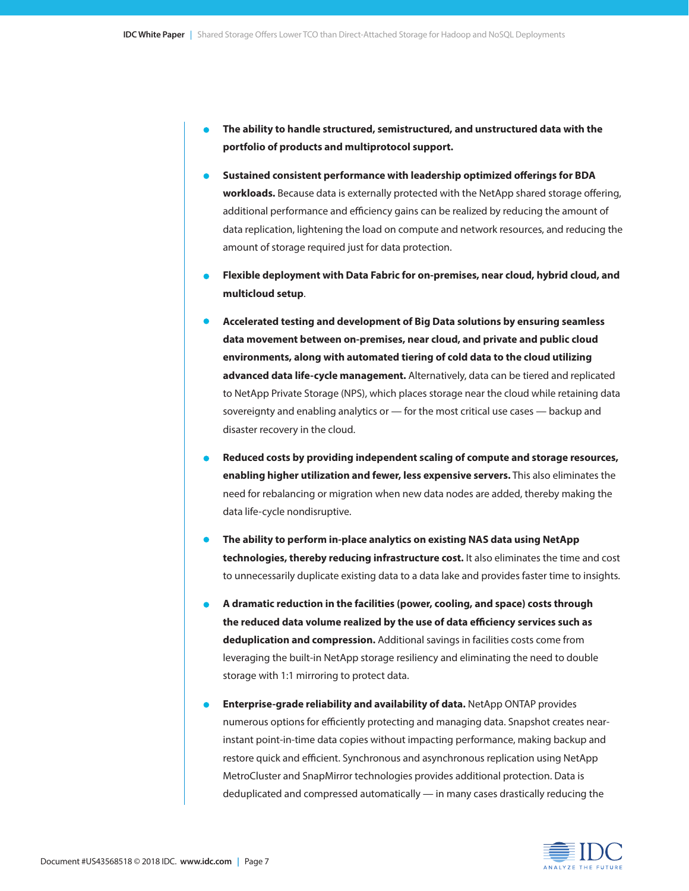- **The ability to handle structured, semistructured, and unstructured data with the portfolio of products and multiprotocol support.**
- **Sustained consistent performance with leadership optimized offerings for BDA workloads.** Because data is externally protected with the NetApp shared storage offering, additional performance and efficiency gains can be realized by reducing the amount of data replication, lightening the load on compute and network resources, and reducing the amount of storage required just for data protection.
- **Flexible deployment with Data Fabric for on-premises, near cloud, hybrid cloud, and multicloud setup**.
- **Accelerated testing and development of Big Data solutions by ensuring seamless data movement between on-premises, near cloud, and private and public cloud environments, along with automated tiering of cold data to the cloud utilizing advanced data life-cycle management.** Alternatively, data can be tiered and replicated to NetApp Private Storage (NPS), which places storage near the cloud while retaining data sovereignty and enabling analytics or — for the most critical use cases — backup and disaster recovery in the cloud.
- **Reduced costs by providing independent scaling of compute and storage resources, enabling higher utilization and fewer, less expensive servers.** This also eliminates the need for rebalancing or migration when new data nodes are added, thereby making the data life-cycle nondisruptive.
- **The ability to perform in-place analytics on existing NAS data using NetApp technologies, thereby reducing infrastructure cost.** It also eliminates the time and cost to unnecessarily duplicate existing data to a data lake and provides faster time to insights.
- **A dramatic reduction in the facilities (power, cooling, and space) costs through the reduced data volume realized by the use of data efficiency services such as deduplication and compression.** Additional savings in facilities costs come from leveraging the built-in NetApp storage resiliency and eliminating the need to double storage with 1:1 mirroring to protect data.
- **Enterprise-grade reliability and availability of data.** NetApp ONTAP provides numerous options for efficiently protecting and managing data. Snapshot creates near-instant point-in-time data copies without impacting performance, making backup and restore quick and efficient. Synchronous and asynchronous replication using NetApp MetroCluster and SnapMirror technologies provides additional protection. Data is deduplicated and compressed automatically — in many cases drastically reducing the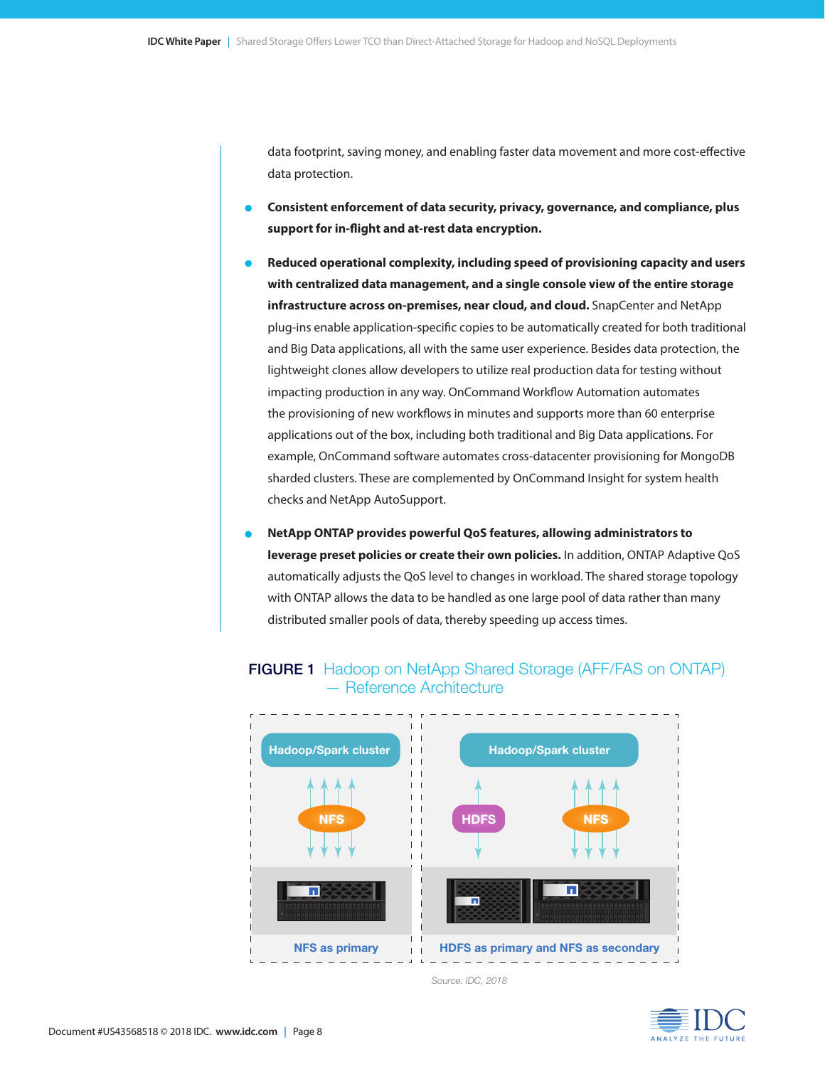data footprint, saving money, and enabling faster data movement and more cost-effective data protection.

- **Consistent enforcement of data security, privacy, governance, and compliance, plus support for in-flight and at-rest data encryption.**
- **Reduced operational complexity, including speed of provisioning capacity and users with centralized data management, and a single console view of the entire storage infrastructure across on-premises, near cloud, and cloud.** SnapCenter and NetApp plug-ins enable application-specific copies to be automatically created for both traditional and Big Data applications, all with the same user experience. Besides data protection, the lightweight clones allow developers to utilize real production data for testing without impacting production in any way. OnCommand Workflow Automation automates the provisioning of new workflows in minutes and supports more than 60 enterprise applications out of the box, including both traditional and Big Data applications. For example, OnCommand software automates cross-datacenter provisioning for MongoDB sharded clusters. These are complemented by OnCommand Insight for system health checks and NetApp AutoSupport.
- **NetApp ONTAP provides powerful QoS features, allowing administrators to leverage preset policies or create their own policies.** In addition, ONTAP Adaptive QoS automatically adjusts the QoS level to changes in workload. The shared storage topology with ONTAP allows the data to be handled as one large pool of data rather than many distributed smaller pools of data, thereby speeding up access times.

**FIGURE 1** Hadoop on NetApp Shared Storage (AFF/FAS on ONTAP) — Reference Architecture

Hadoop/Spark cluster — NFS — NFS as primary

Hadoop/Spark cluster — HDFS, NFS — HDFS as primary and NFS as secondary

*Source: IDC, 2018*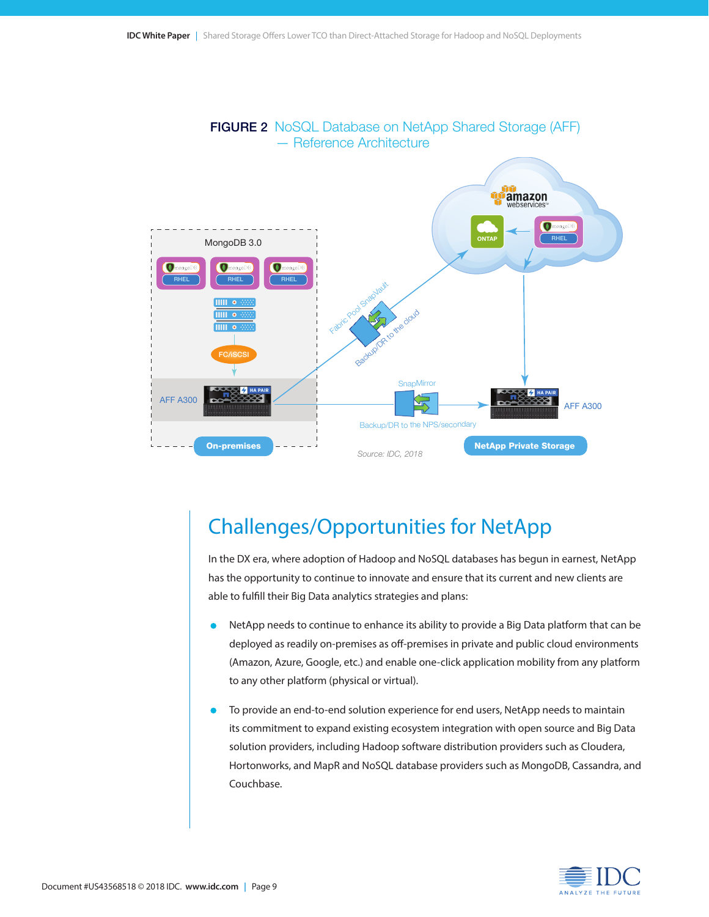**FIGURE 2** NoSQL Database on NetApp Shared Storage (AFF) — Reference Architecture

Source: IDC, 2018

## Challenges/Opportunities for NetApp

In the DX era, where adoption of Hadoop and NoSQL databases has begun in earnest, NetApp has the opportunity to continue to innovate and ensure that its current and new clients are able to fulfill their Big Data analytics strategies and plans:

- NetApp needs to continue to enhance its ability to provide a Big Data platform that can be deployed as readily on-premises as off-premises in private and public cloud environments (Amazon, Azure, Google, etc.) and enable one-click application mobility from any platform to any other platform (physical or virtual).
- To provide an end-to-end solution experience for end users, NetApp needs to maintain its commitment to expand existing ecosystem integration with open source and Big Data solution providers, including Hadoop software distribution providers such as Cloudera, Hortonworks, and MapR and NoSQL database providers such as MongoDB, Cassandra, and Couchbase.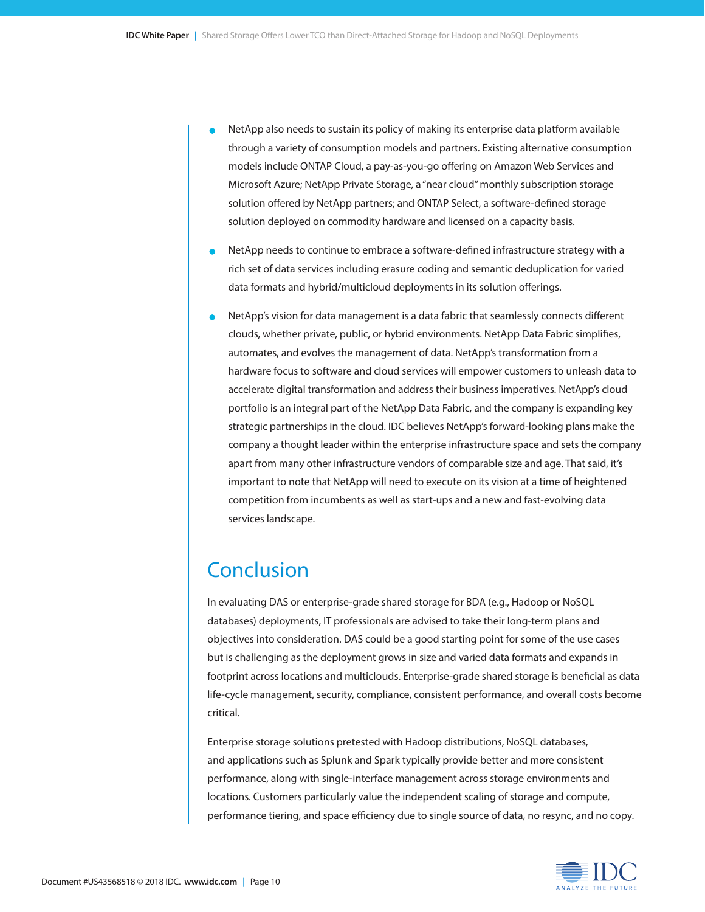- NetApp also needs to sustain its policy of making its enterprise data platform available through a variety of consumption models and partners. Existing alternative consumption models include ONTAP Cloud, a pay-as-you-go offering on Amazon Web Services and Microsoft Azure; NetApp Private Storage, a "near cloud" monthly subscription storage solution offered by NetApp partners; and ONTAP Select, a software-defined storage solution deployed on commodity hardware and licensed on a capacity basis.
- NetApp needs to continue to embrace a software-defined infrastructure strategy with a rich set of data services including erasure coding and semantic deduplication for varied data formats and hybrid/multicloud deployments in its solution offerings.
- NetApp's vision for data management is a data fabric that seamlessly connects different clouds, whether private, public, or hybrid environments. NetApp Data Fabric simplifies, automates, and evolves the management of data. NetApp's transformation from a hardware focus to software and cloud services will empower customers to unleash data to accelerate digital transformation and address their business imperatives. NetApp's cloud portfolio is an integral part of the NetApp Data Fabric, and the company is expanding key strategic partnerships in the cloud. IDC believes NetApp's forward-looking plans make the company a thought leader within the enterprise infrastructure space and sets the company apart from many other infrastructure vendors of comparable size and age. That said, it's important to note that NetApp will need to execute on its vision at a time of heightened competition from incumbents as well as start-ups and a new and fast-evolving data services landscape.

## Conclusion

In evaluating DAS or enterprise-grade shared storage for BDA (e.g., Hadoop or NoSQL databases) deployments, IT professionals are advised to take their long-term plans and objectives into consideration. DAS could be a good starting point for some of the use cases but is challenging as the deployment grows in size and varied data formats and expands in footprint across locations and multiclouds. Enterprise-grade shared storage is beneficial as data life-cycle management, security, compliance, consistent performance, and overall costs become critical.

Enterprise storage solutions pretested with Hadoop distributions, NoSQL databases, and applications such as Splunk and Spark typically provide better and more consistent performance, along with single-interface management across storage environments and locations. Customers particularly value the independent scaling of storage and compute, performance tiering, and space efficiency due to single source of data, no resync, and no copy.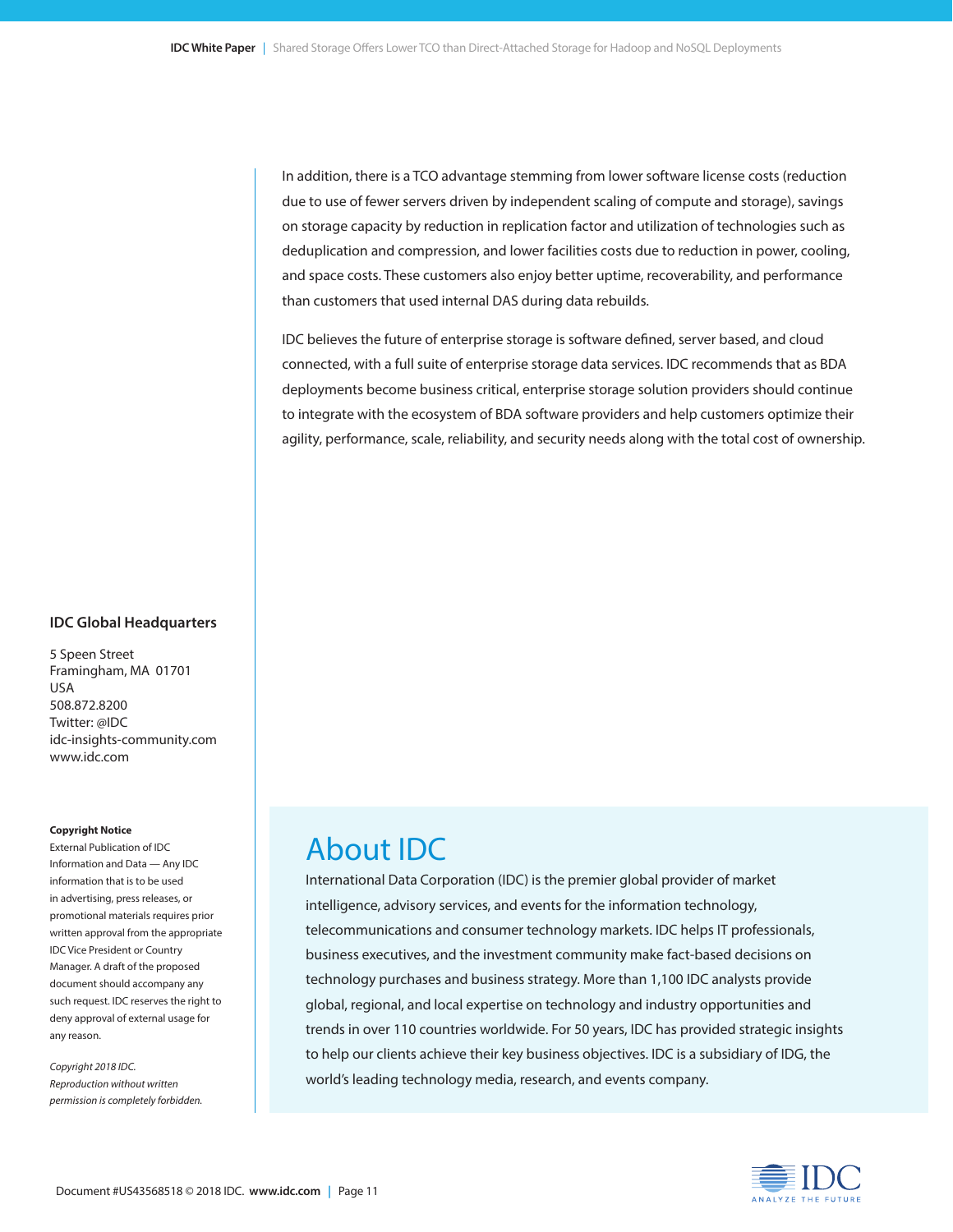In addition, there is a TCO advantage stemming from lower software license costs (reduction due to use of fewer servers driven by independent scaling of compute and storage), savings on storage capacity by reduction in replication factor and utilization of technologies such as deduplication and compression, and lower facilities costs due to reduction in power, cooling, and space costs. These customers also enjoy better uptime, recoverability, and performance than customers that used internal DAS during data rebuilds.

IDC believes the future of enterprise storage is software defined, server based, and cloud connected, with a full suite of enterprise storage data services. IDC recommends that as BDA deployments become business critical, enterprise storage solution providers should continue to integrate with the ecosystem of BDA software providers and help customers optimize their agility, performance, scale, reliability, and security needs along with the total cost of ownership.

## About IDC

International Data Corporation (IDC) is the premier global provider of market intelligence, advisory services, and events for the information technology, telecommunications and consumer technology markets. IDC helps IT professionals, business executives, and the investment community make fact-based decisions on technology purchases and business strategy. More than 1,100 IDC analysts provide global, regional, and local expertise on technology and industry opportunities and trends in over 110 countries worldwide. For 50 years, IDC has provided strategic insights to help our clients achieve their key business objectives. IDC is a subsidiary of IDG, the world's leading technology media, research, and events company.

### IDC Global Headquarters

5 Speen Street
Framingham, MA 01701
USA
508.872.8200
Twitter: @IDC
idc-insights-community.com
www.idc.com

**Copyright Notice**

External Publication of IDC Information and Data — Any IDC information that is to be used in advertising, press releases, or promotional materials requires prior written approval from the appropriate IDC Vice President or Country Manager. A draft of the proposed document should accompany any such request. IDC reserves the right to deny approval of external usage for any reason.

*Copyright 2018 IDC. Reproduction without written permission is completely forbidden.*

Document #US43568518 © 2018 IDC. **www.idc.com**